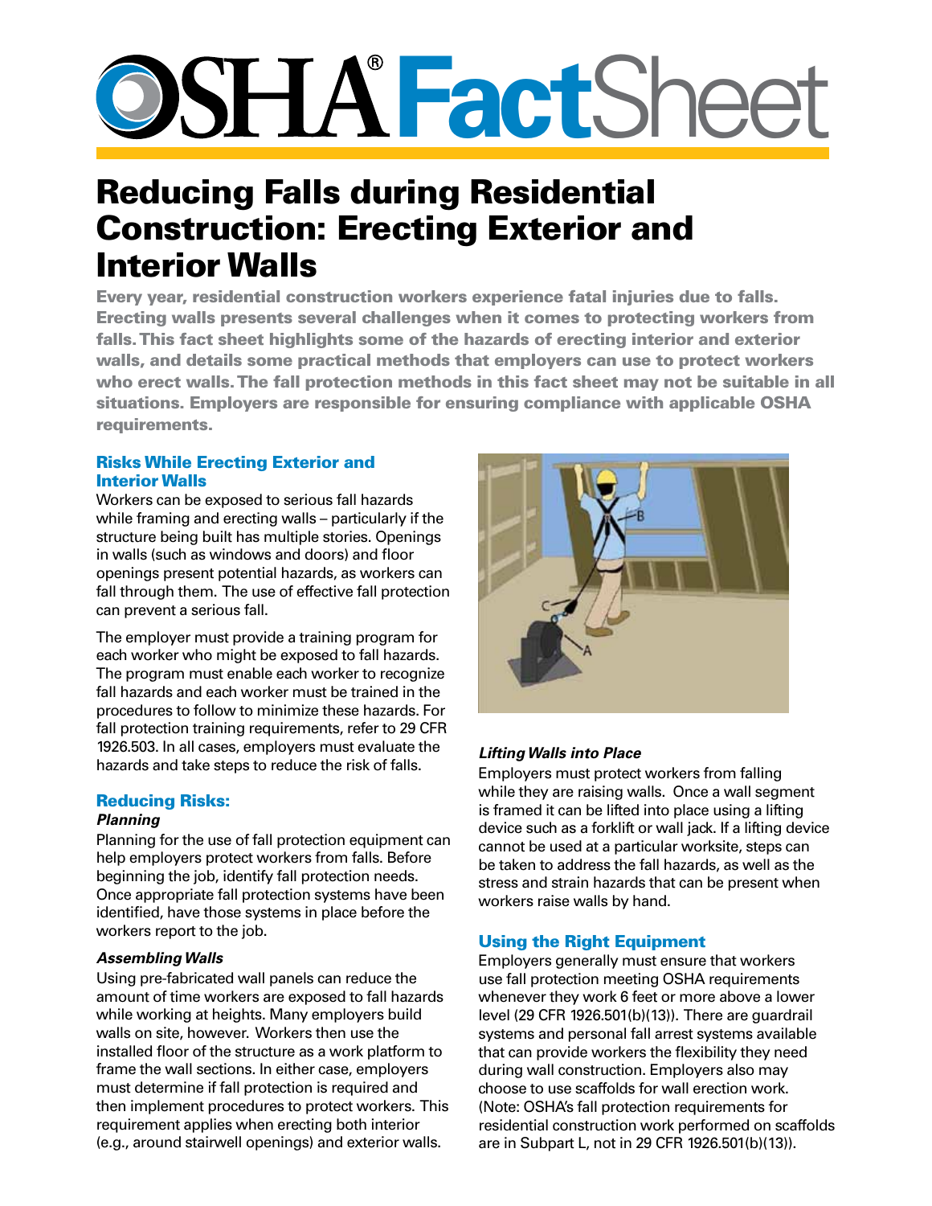# OSHA® FactSheet

# Reducing Falls during Residential Construction: Erecting Exterior and Interior Walls

**Every year, residential construction workers experience fatal injuries due to falls. Erecting walls presents several challenges when it comes to protecting workers from falls. This fact sheet highlights some of the hazards of erecting interior and exterior walls, and details some practical methods that employers can use to protect workers who erect walls. The fall protection methods in this fact sheet may not be suitable in all situations. Employers are responsible for ensuring compliance with applicable OSHA requirements.**

## Risks While Erecting Exterior and Interior Walls

Workers can be exposed to serious fall hazards while framing and erecting walls – particularly if the structure being built has multiple stories. Openings in walls (such as windows and doors) and floor openings present potential hazards, as workers can fall through them. The use of effective fall protection can prevent a serious fall.

The employer must provide a training program for each worker who might be exposed to fall hazards. The program must enable each worker to recognize fall hazards and each worker must be trained in the procedures to follow to minimize these hazards. For fall protection training requirements, refer to 29 CFR 1926.503. In all cases, employers must evaluate the hazards and take steps to reduce the risk of falls.

## Reducing Risks:

### *Planning*

Planning for the use of fall protection equipment can help employers protect workers from falls. Before beginning the job, identify fall protection needs. Once appropriate fall protection systems have been identified, have those systems in place before the workers report to the job.

### *Assembling Walls*

Using pre-fabricated wall panels can reduce the amount of time workers are exposed to fall hazards while working at heights. Many employers build walls on site, however. Workers then use the installed floor of the structure as a work platform to frame the wall sections. In either case, employers must determine if fall protection is required and then implement procedures to protect workers. This requirement applies when erecting both interior (e.g., around stairwell openings) and exterior walls.

### *Lifting Walls into Place*

Employers must protect workers from falling while they are raising walls. Once a wall segment is framed it can be lifted into place using a lifting device such as a forklift or wall jack. If a lifting device cannot be used at a particular worksite, steps can be taken to address the fall hazards, as well as the stress and strain hazards that can be present when workers raise walls by hand.

## Using the Right Equipment

Employers generally must ensure that workers use fall protection meeting OSHA requirements whenever they work 6 feet or more above a lower level (29 CFR 1926.501(b)(13)). There are guardrail systems and personal fall arrest systems available that can provide workers the flexibility they need during wall construction. Employers also may choose to use scaffolds for wall erection work. (Note: OSHA's fall protection requirements for residential construction work performed on scaffolds are in Subpart L, not in 29 CFR 1926.501(b)(13)).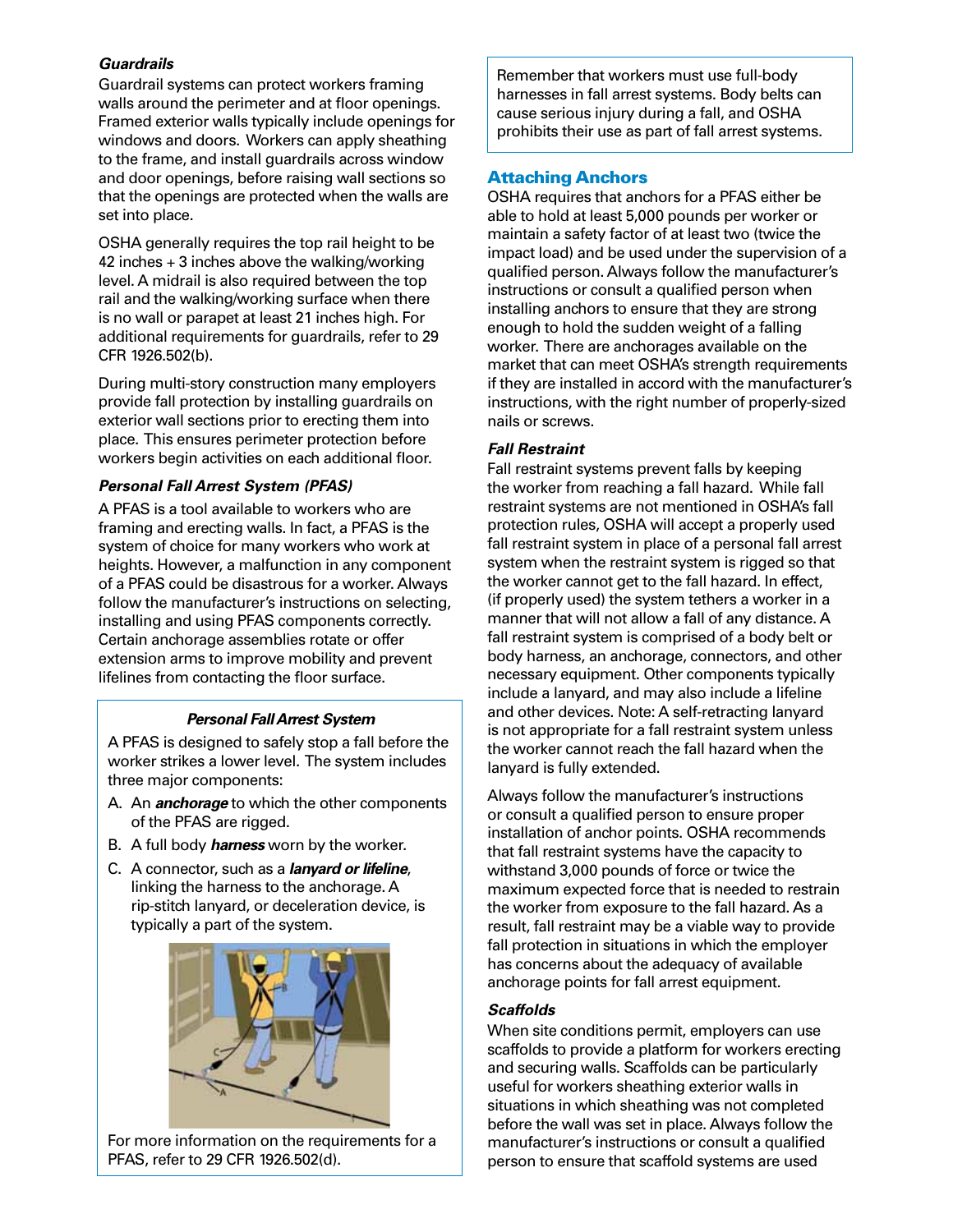### Guardrails

Guardrail systems can protect workers framing walls around the perimeter and at floor openings. Framed exterior walls typically include openings for windows and doors. Workers can apply sheathing to the frame, and install guardrails across window and door openings, before raising wall sections so that the openings are protected when the walls are set into place.

OSHA generally requires the top rail height to be 42 inches + 3 inches above the walking/working level. A midrail is also required between the top rail and the walking/working surface when there is no wall or parapet at least 21 inches high. For additional requirements for guardrails, refer to 29 CFR 1926.502(b).

During multi-story construction many employers provide fall protection by installing guardrails on exterior wall sections prior to erecting them into place. This ensures perimeter protection before workers begin activities on each additional floor.

### Personal Fall Arrest System (PFAS)

A PFAS is a tool available to workers who are framing and erecting walls. In fact, a PFAS is the system of choice for many workers who work at heights. However, a malfunction in any component of a PFAS could be disastrous for a worker. Always follow the manufacturer's instructions on selecting, installing and using PFAS components correctly. Certain anchorage assemblies rotate or offer extension arms to improve mobility and prevent lifelines from contacting the floor surface.

> ***Personal Fall Arrest System***
>
> A PFAS is designed to safely stop a fall before the worker strikes a lower level. The system includes three major components:
>
> A. An ***anchorage*** to which the other components of the PFAS are rigged.
>
> B. A full body ***harness*** worn by the worker.
>
> C. A connector, such as a ***lanyard or lifeline***, linking the harness to the anchorage. A rip-stitch lanyard, or deceleration device, is typically a part of the system.
>
> For more information on the requirements for a PFAS, refer to 29 CFR 1926.502(d).

> Remember that workers must use full-body harnesses in fall arrest systems. Body belts can cause serious injury during a fall, and OSHA prohibits their use as part of fall arrest systems.

## Attaching Anchors

OSHA requires that anchors for a PFAS either be able to hold at least 5,000 pounds per worker or maintain a safety factor of at least two (twice the impact load) and be used under the supervision of a qualified person. Always follow the manufacturer's instructions or consult a qualified person when installing anchors to ensure that they are strong enough to hold the sudden weight of a falling worker. There are anchorages available on the market that can meet OSHA's strength requirements if they are installed in accord with the manufacturer's instructions, with the right number of properly-sized nails or screws.

### Fall Restraint

Fall restraint systems prevent falls by keeping the worker from reaching a fall hazard. While fall restraint systems are not mentioned in OSHA's fall protection rules, OSHA will accept a properly used fall restraint system in place of a personal fall arrest system when the restraint system is rigged so that the worker cannot get to the fall hazard. In effect, (if properly used) the system tethers a worker in a manner that will not allow a fall of any distance. A fall restraint system is comprised of a body belt or body harness, an anchorage, connectors, and other necessary equipment. Other components typically include a lanyard, and may also include a lifeline and other devices. Note: A self-retracting lanyard is not appropriate for a fall restraint system unless the worker cannot reach the fall hazard when the lanyard is fully extended.

Always follow the manufacturer's instructions or consult a qualified person to ensure proper installation of anchor points. OSHA recommends that fall restraint systems have the capacity to withstand 3,000 pounds of force or twice the maximum expected force that is needed to restrain the worker from exposure to the fall hazard. As a result, fall restraint may be a viable way to provide fall protection in situations in which the employer has concerns about the adequacy of available anchorage points for fall arrest equipment.

### Scaffolds

When site conditions permit, employers can use scaffolds to provide a platform for workers erecting and securing walls. Scaffolds can be particularly useful for workers sheathing exterior walls in situations in which sheathing was not completed before the wall was set in place. Always follow the manufacturer's instructions or consult a qualified person to ensure that scaffold systems are used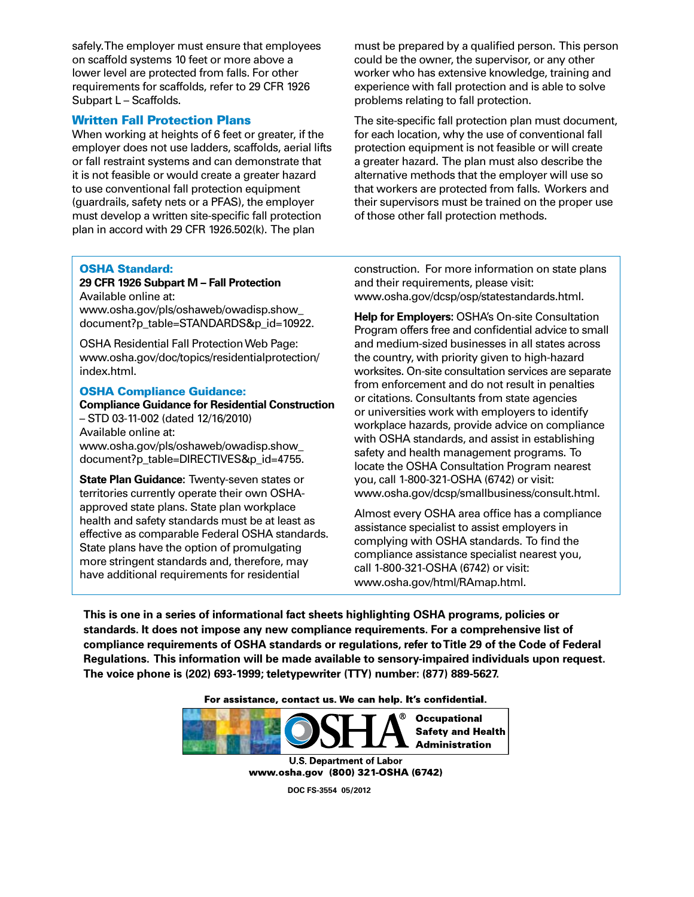safely. The employer must ensure that employees on scaffold systems 10 feet or more above a lower level are protected from falls. For other requirements for scaffolds, refer to 29 CFR 1926 Subpart L – Scaffolds.

## Written Fall Protection Plans

When working at heights of 6 feet or greater, if the employer does not use ladders, scaffolds, aerial lifts or fall restraint systems and can demonstrate that it is not feasible or would create a greater hazard to use conventional fall protection equipment (guardrails, safety nets or a PFAS), the employer must develop a written site-specific fall protection plan in accord with 29 CFR 1926.502(k). The plan must be prepared by a qualified person. This person could be the owner, the supervisor, or any other worker who has extensive knowledge, training and experience with fall protection and is able to solve problems relating to fall protection.

The site-specific fall protection plan must document, for each location, why the use of conventional fall protection equipment is not feasible or will create a greater hazard. The plan must also describe the alternative methods that the employer will use so that workers are protected from falls. Workers and their supervisors must be trained on the proper use of those other fall protection methods.

### OSHA Standard:

**29 CFR 1926 Subpart M – Fall Protection**
Available online at:
www.osha.gov/pls/oshaweb/owadisp.show_document?p_table=STANDARDS&p_id=10922.

OSHA Residential Fall Protection Web Page:
www.osha.gov/doc/topics/residentialprotection/index.html.

### OSHA Compliance Guidance:

**Compliance Guidance for Residential Construction** – STD 03-11-002 (dated 12/16/2010)
Available online at:
www.osha.gov/pls/oshaweb/owadisp.show_document?p_table=DIRECTIVES&p_id=4755.

**State Plan Guidance:** Twenty-seven states or territories currently operate their own OSHA-approved state plans. State plan workplace health and safety standards must be at least as effective as comparable Federal OSHA standards. State plans have the option of promulgating more stringent standards and, therefore, may have additional requirements for residential construction. For more information on state plans and their requirements, please visit: www.osha.gov/dcsp/osp/statestandards.html.

**Help for Employers:** OSHA's On-site Consultation Program offers free and confidential advice to small and medium-sized businesses in all states across the country, with priority given to high-hazard worksites. On-site consultation services are separate from enforcement and do not result in penalties or citations. Consultants from state agencies or universities work with employers to identify workplace hazards, provide advice on compliance with OSHA standards, and assist in establishing safety and health management programs. To locate the OSHA Consultation Program nearest you, call 1-800-321-OSHA (6742) or visit: www.osha.gov/dcsp/smallbusiness/consult.html.

Almost every OSHA area office has a compliance assistance specialist to assist employers in complying with OSHA standards. To find the compliance assistance specialist nearest you, call 1-800-321-OSHA (6742) or visit: www.osha.gov/html/RAmap.html.

**This is one in a series of informational fact sheets highlighting OSHA programs, policies or standards. It does not impose any new compliance requirements. For a comprehensive list of compliance requirements of OSHA standards or regulations, refer to Title 29 of the Code of Federal Regulations. This information will be made available to sensory-impaired individuals upon request. The voice phone is (202) 693-1999; teletypewriter (TTY) number: (877) 889-5627.**

**For assistance, contact us. We can help. It's confidential.**

**OSHA® Occupational Safety and Health Administration**

**U.S. Department of Labor**
**www.osha.gov (800) 321-OSHA (6742)**

**DOC FS-3554 05/2012**